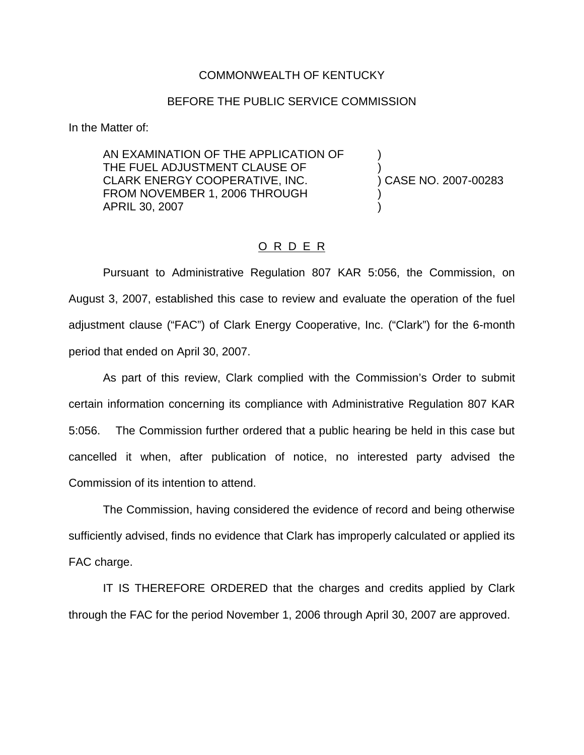COMMONWEALTH OF KENTUCKY

BEFORE THE PUBLIC SERVICE COMMISSION

In the Matter of:

| | | |
|---|---|---|
| AN EXAMINATION OF THE APPLICATION OF | ) | |
| THE FUEL ADJUSTMENT CLAUSE OF | ) | |
| CLARK ENERGY COOPERATIVE, INC. | ) | CASE NO. 2007-00283 |
| FROM NOVEMBER 1, 2006 THROUGH | ) | |
| APRIL 30, 2007 | ) | |

O R D E R

Pursuant to Administrative Regulation 807 KAR 5:056, the Commission, on August 3, 2007, established this case to review and evaluate the operation of the fuel adjustment clause ("FAC") of Clark Energy Cooperative, Inc. ("Clark") for the 6-month period that ended on April 30, 2007.

As part of this review, Clark complied with the Commission's Order to submit certain information concerning its compliance with Administrative Regulation 807 KAR 5:056. The Commission further ordered that a public hearing be held in this case but cancelled it when, after publication of notice, no interested party advised the Commission of its intention to attend.

The Commission, having considered the evidence of record and being otherwise sufficiently advised, finds no evidence that Clark has improperly calculated or applied its FAC charge.

IT IS THEREFORE ORDERED that the charges and credits applied by Clark through the FAC for the period November 1, 2006 through April 30, 2007 are approved.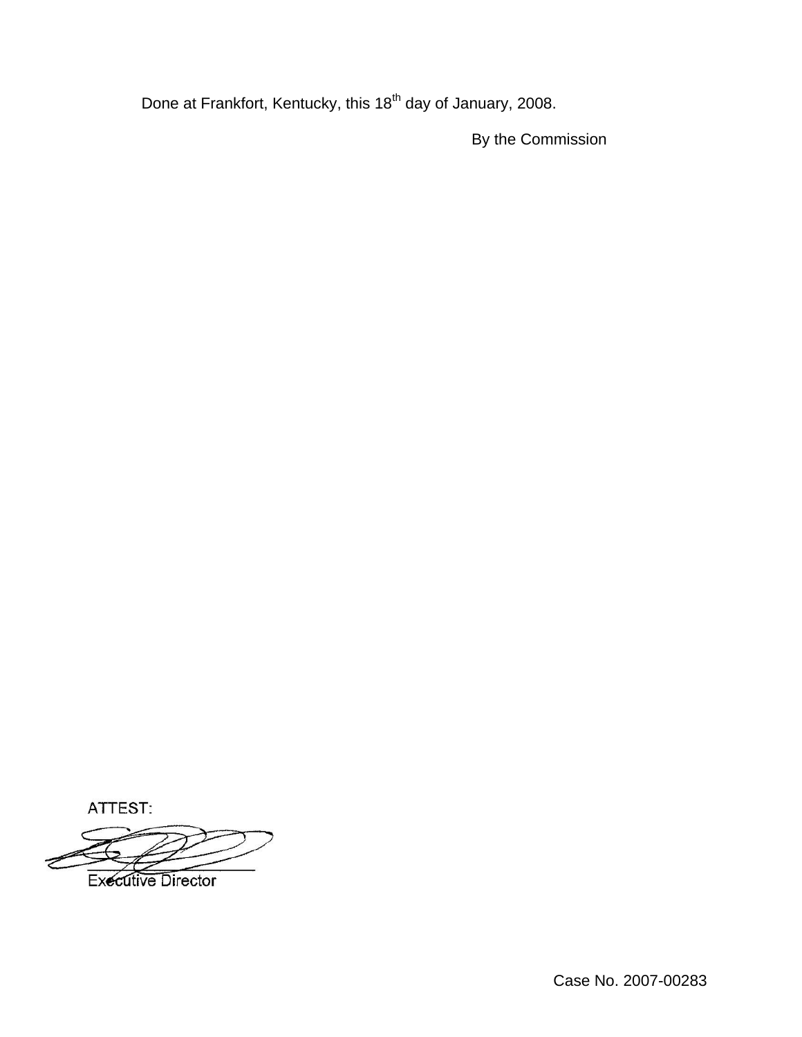Done at Frankfort, Kentucky, this 18th day of January, 2008.

By the Commission

ATTEST:

Executive Director

Case No. 2007-00283